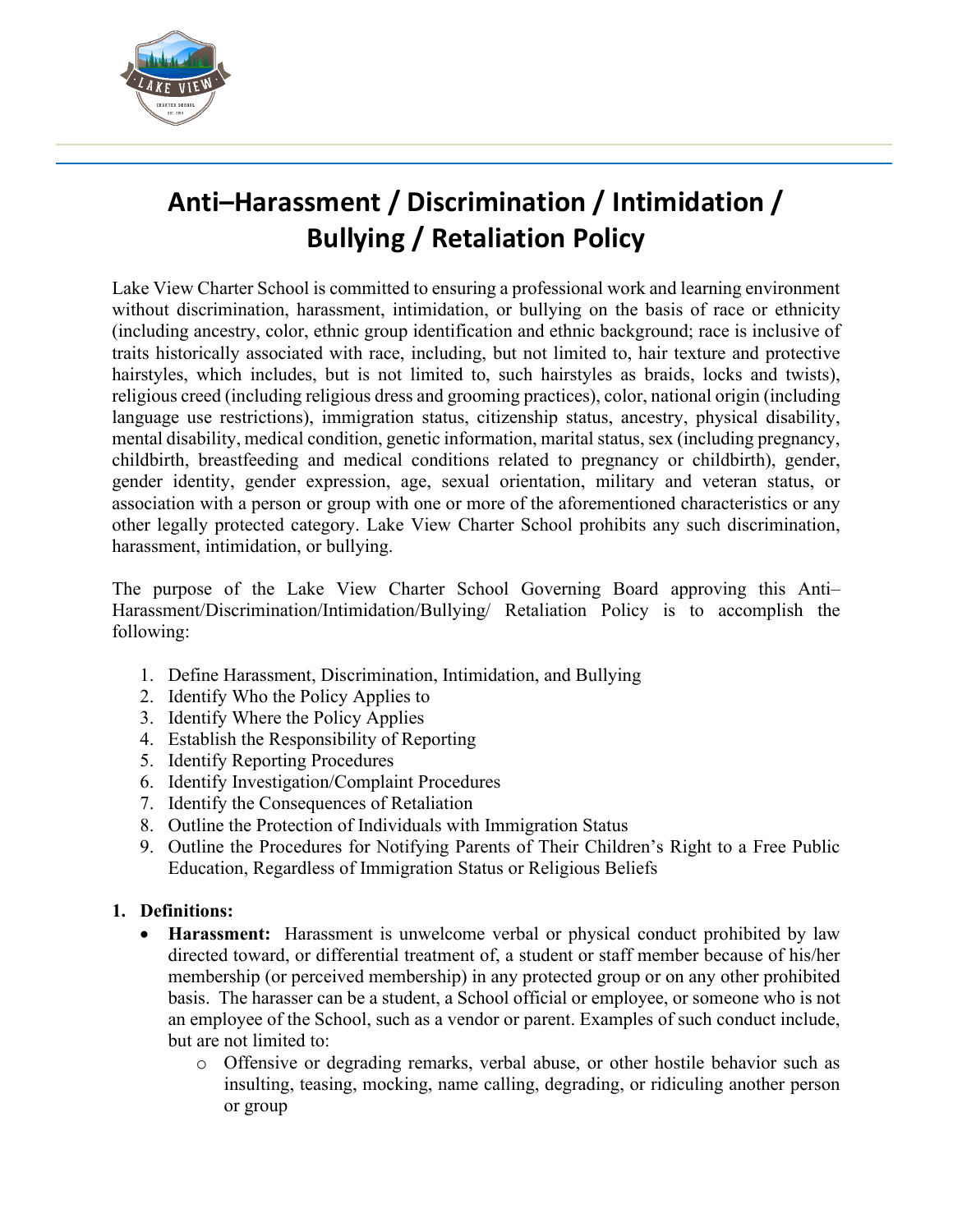# Anti–Harassment / Discrimination / Intimidation / Bullying / Retaliation Policy

Lake View Charter School is committed to ensuring a professional work and learning environment without discrimination, harassment, intimidation, or bullying on the basis of race or ethnicity (including ancestry, color, ethnic group identification and ethnic background; race is inclusive of traits historically associated with race, including, but not limited to, hair texture and protective hairstyles, which includes, but is not limited to, such hairstyles as braids, locks and twists), religious creed (including religious dress and grooming practices), color, national origin (including language use restrictions), immigration status, citizenship status, ancestry, physical disability, mental disability, medical condition, genetic information, marital status, sex (including pregnancy, childbirth, breastfeeding and medical conditions related to pregnancy or childbirth), gender, gender identity, gender expression, age, sexual orientation, military and veteran status, or association with a person or group with one or more of the aforementioned characteristics or any other legally protected category. Lake View Charter School prohibits any such discrimination, harassment, intimidation, or bullying.

The purpose of the Lake View Charter School Governing Board approving this Anti–Harassment/Discrimination/Intimidation/Bullying/ Retaliation Policy is to accomplish the following:

1. Define Harassment, Discrimination, Intimidation, and Bullying
2. Identify Who the Policy Applies to
3. Identify Where the Policy Applies
4. Establish the Responsibility of Reporting
5. Identify Reporting Procedures
6. Identify Investigation/Complaint Procedures
7. Identify the Consequences of Retaliation
8. Outline the Protection of Individuals with Immigration Status
9. Outline the Procedures for Notifying Parents of Their Children's Right to a Free Public Education, Regardless of Immigration Status or Religious Beliefs

1. **Definitions:**
   - **Harassment:** Harassment is unwelcome verbal or physical conduct prohibited by law directed toward, or differential treatment of, a student or staff member because of his/her membership (or perceived membership) in any protected group or on any other prohibited basis. The harasser can be a student, a School official or employee, or someone who is not an employee of the School, such as a vendor or parent. Examples of such conduct include, but are not limited to:
     - Offensive or degrading remarks, verbal abuse, or other hostile behavior such as insulting, teasing, mocking, name calling, degrading, or ridiculing another person or group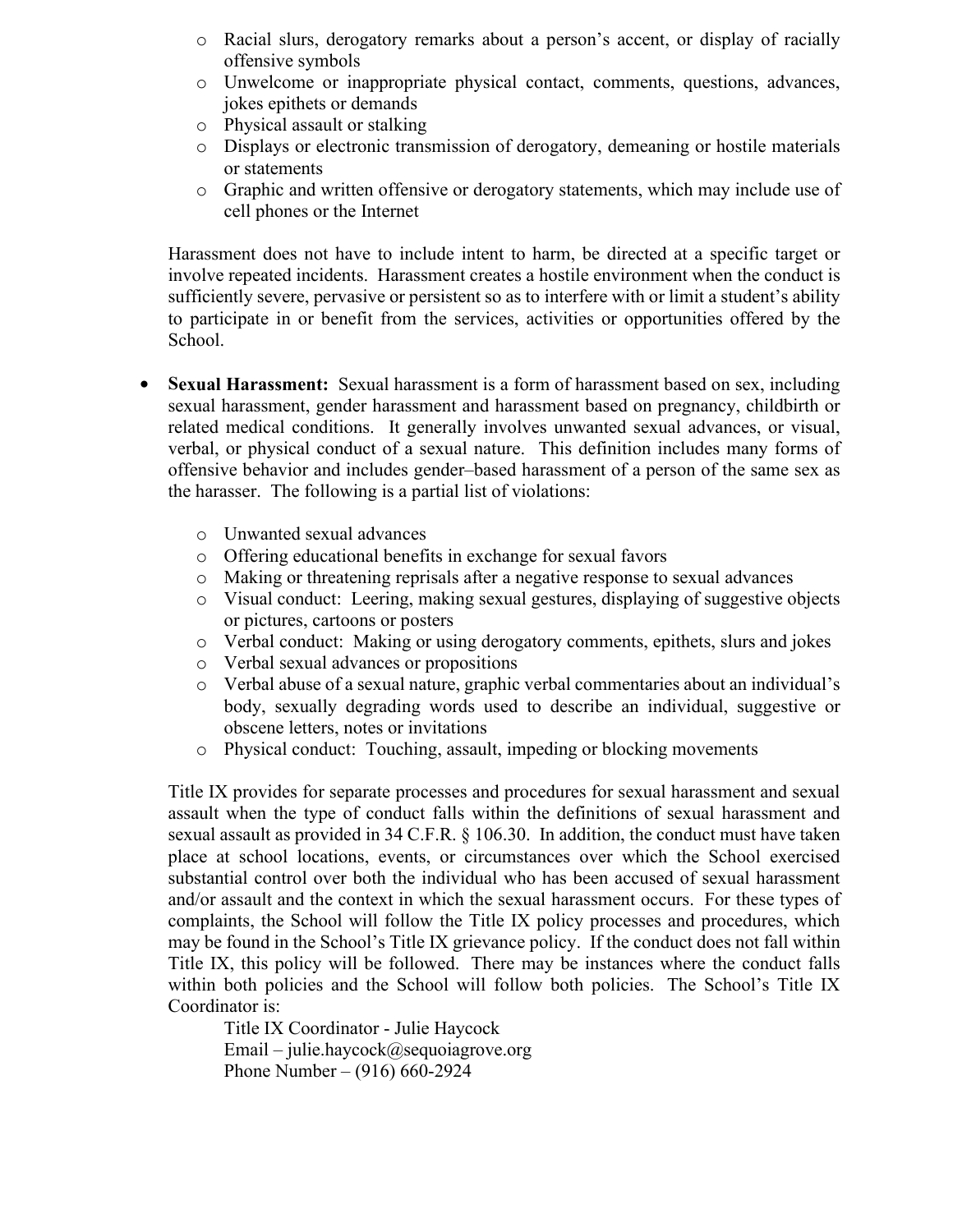- Racial slurs, derogatory remarks about a person's accent, or display of racially offensive symbols
  - Unwelcome or inappropriate physical contact, comments, questions, advances, jokes epithets or demands
  - Physical assault or stalking
  - Displays or electronic transmission of derogatory, demeaning or hostile materials or statements
  - Graphic and written offensive or derogatory statements, which may include use of cell phones or the Internet

  Harassment does not have to include intent to harm, be directed at a specific target or involve repeated incidents. Harassment creates a hostile environment when the conduct is sufficiently severe, pervasive or persistent so as to interfere with or limit a student's ability to participate in or benefit from the services, activities or opportunities offered by the School.

- **Sexual Harassment:** Sexual harassment is a form of harassment based on sex, including sexual harassment, gender harassment and harassment based on pregnancy, childbirth or related medical conditions. It generally involves unwanted sexual advances, or visual, verbal, or physical conduct of a sexual nature. This definition includes many forms of offensive behavior and includes gender–based harassment of a person of the same sex as the harasser. The following is a partial list of violations:

  - Unwanted sexual advances
  - Offering educational benefits in exchange for sexual favors
  - Making or threatening reprisals after a negative response to sexual advances
  - Visual conduct: Leering, making sexual gestures, displaying of suggestive objects or pictures, cartoons or posters
  - Verbal conduct: Making or using derogatory comments, epithets, slurs and jokes
  - Verbal sexual advances or propositions
  - Verbal abuse of a sexual nature, graphic verbal commentaries about an individual's body, sexually degrading words used to describe an individual, suggestive or obscene letters, notes or invitations
  - Physical conduct: Touching, assault, impeding or blocking movements

  Title IX provides for separate processes and procedures for sexual harassment and sexual assault when the type of conduct falls within the definitions of sexual harassment and sexual assault as provided in 34 C.F.R. § 106.30. In addition, the conduct must have taken place at school locations, events, or circumstances over which the School exercised substantial control over both the individual who has been accused of sexual harassment and/or assault and the context in which the sexual harassment occurs. For these types of complaints, the School will follow the Title IX policy processes and procedures, which may be found in the School's Title IX grievance policy. If the conduct does not fall within Title IX, this policy will be followed. There may be instances where the conduct falls within both policies and the School will follow both policies. The School's Title IX Coordinator is:

  Title IX Coordinator - Julie Haycock
  Email – julie.haycock@sequoiagrove.org
  Phone Number – (916) 660-2924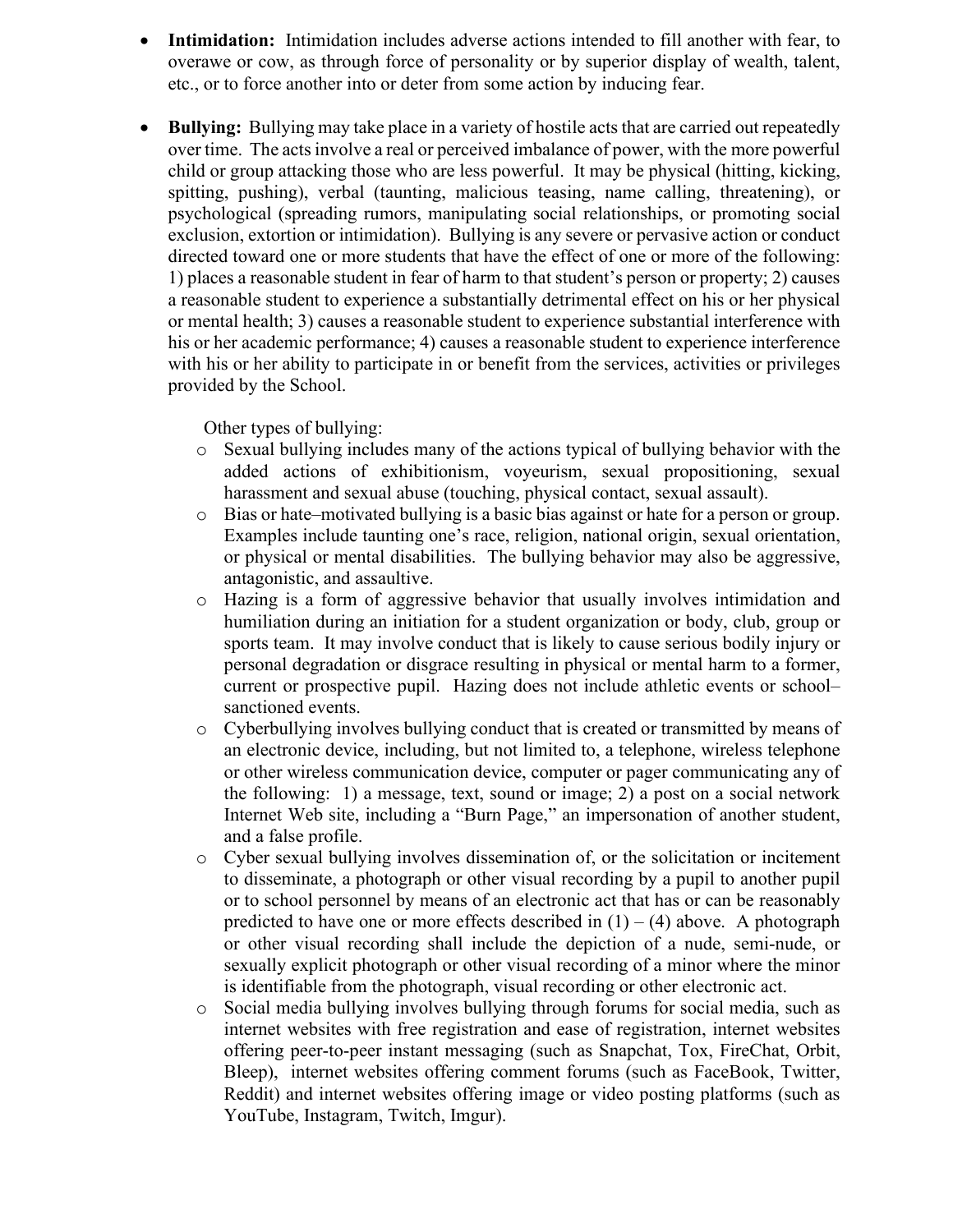- **Intimidation:** Intimidation includes adverse actions intended to fill another with fear, to overawe or cow, as through force of personality or by superior display of wealth, talent, etc., or to force another into or deter from some action by inducing fear.

- **Bullying:** Bullying may take place in a variety of hostile acts that are carried out repeatedly over time. The acts involve a real or perceived imbalance of power, with the more powerful child or group attacking those who are less powerful. It may be physical (hitting, kicking, spitting, pushing), verbal (taunting, malicious teasing, name calling, threatening), or psychological (spreading rumors, manipulating social relationships, or promoting social exclusion, extortion or intimidation). Bullying is any severe or pervasive action or conduct directed toward one or more students that have the effect of one or more of the following: 1) places a reasonable student in fear of harm to that student's person or property; 2) causes a reasonable student to experience a substantially detrimental effect on his or her physical or mental health; 3) causes a reasonable student to experience substantial interference with his or her academic performance; 4) causes a reasonable student to experience interference with his or her ability to participate in or benefit from the services, activities or privileges provided by the School.

  Other types of bullying:

  - Sexual bullying includes many of the actions typical of bullying behavior with the added actions of exhibitionism, voyeurism, sexual propositioning, sexual harassment and sexual abuse (touching, physical contact, sexual assault).
  - Bias or hate–motivated bullying is a basic bias against or hate for a person or group. Examples include taunting one's race, religion, national origin, sexual orientation, or physical or mental disabilities. The bullying behavior may also be aggressive, antagonistic, and assaultive.
  - Hazing is a form of aggressive behavior that usually involves intimidation and humiliation during an initiation for a student organization or body, club, group or sports team. It may involve conduct that is likely to cause serious bodily injury or personal degradation or disgrace resulting in physical or mental harm to a former, current or prospective pupil. Hazing does not include athletic events or school–sanctioned events.
  - Cyberbullying involves bullying conduct that is created or transmitted by means of an electronic device, including, but not limited to, a telephone, wireless telephone or other wireless communication device, computer or pager communicating any of the following: 1) a message, text, sound or image; 2) a post on a social network Internet Web site, including a "Burn Page," an impersonation of another student, and a false profile.
  - Cyber sexual bullying involves dissemination of, or the solicitation or incitement to disseminate, a photograph or other visual recording by a pupil to another pupil or to school personnel by means of an electronic act that has or can be reasonably predicted to have one or more effects described in (1) – (4) above. A photograph or other visual recording shall include the depiction of a nude, semi-nude, or sexually explicit photograph or other visual recording of a minor where the minor is identifiable from the photograph, visual recording or other electronic act.
  - Social media bullying involves bullying through forums for social media, such as internet websites with free registration and ease of registration, internet websites offering peer-to-peer instant messaging (such as Snapchat, Tox, FireChat, Orbit, Bleep), internet websites offering comment forums (such as FaceBook, Twitter, Reddit) and internet websites offering image or video posting platforms (such as YouTube, Instagram, Twitch, Imgur).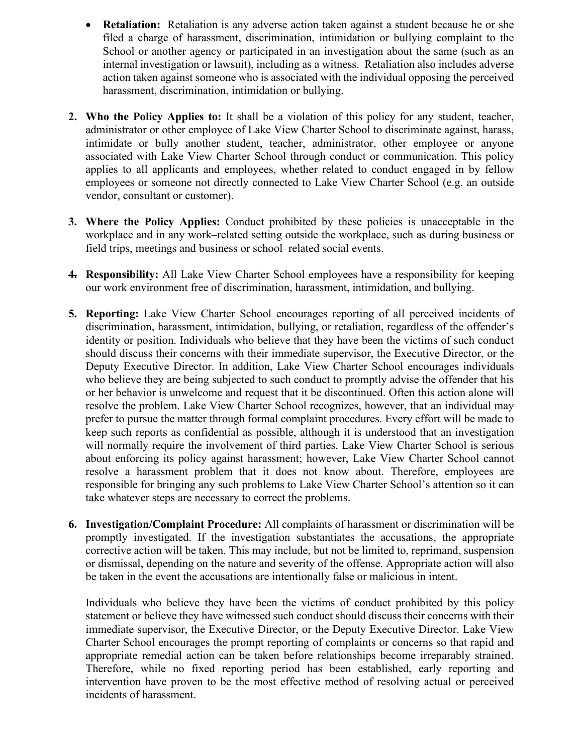- **Retaliation:** Retaliation is any adverse action taken against a student because he or she filed a charge of harassment, discrimination, intimidation or bullying complaint to the School or another agency or participated in an investigation about the same (such as an internal investigation or lawsuit), including as a witness. Retaliation also includes adverse action taken against someone who is associated with the individual opposing the perceived harassment, discrimination, intimidation or bullying.

2. **Who the Policy Applies to:** It shall be a violation of this policy for any student, teacher, administrator or other employee of Lake View Charter School to discriminate against, harass, intimidate or bully another student, teacher, administrator, other employee or anyone associated with Lake View Charter School through conduct or communication. This policy applies to all applicants and employees, whether related to conduct engaged in by fellow employees or someone not directly connected to Lake View Charter School (e.g. an outside vendor, consultant or customer).

3. **Where the Policy Applies:** Conduct prohibited by these policies is unacceptable in the workplace and in any work–related setting outside the workplace, such as during business or field trips, meetings and business or school–related social events.

4. **Responsibility:** All Lake View Charter School employees have a responsibility for keeping our work environment free of discrimination, harassment, intimidation, and bullying.

5. **Reporting:** Lake View Charter School encourages reporting of all perceived incidents of discrimination, harassment, intimidation, bullying, or retaliation, regardless of the offender's identity or position. Individuals who believe that they have been the victims of such conduct should discuss their concerns with their immediate supervisor, the Executive Director, or the Deputy Executive Director. In addition, Lake View Charter School encourages individuals who believe they are being subjected to such conduct to promptly advise the offender that his or her behavior is unwelcome and request that it be discontinued. Often this action alone will resolve the problem. Lake View Charter School recognizes, however, that an individual may prefer to pursue the matter through formal complaint procedures. Every effort will be made to keep such reports as confidential as possible, although it is understood that an investigation will normally require the involvement of third parties. Lake View Charter School is serious about enforcing its policy against harassment; however, Lake View Charter School cannot resolve a harassment problem that it does not know about. Therefore, employees are responsible for bringing any such problems to Lake View Charter School's attention so it can take whatever steps are necessary to correct the problems.

6. **Investigation/Complaint Procedure:** All complaints of harassment or discrimination will be promptly investigated. If the investigation substantiates the accusations, the appropriate corrective action will be taken. This may include, but not be limited to, reprimand, suspension or dismissal, depending on the nature and severity of the offense. Appropriate action will also be taken in the event the accusations are intentionally false or malicious in intent.

   Individuals who believe they have been the victims of conduct prohibited by this policy statement or believe they have witnessed such conduct should discuss their concerns with their immediate supervisor, the Executive Director, or the Deputy Executive Director. Lake View Charter School encourages the prompt reporting of complaints or concerns so that rapid and appropriate remedial action can be taken before relationships become irreparably strained. Therefore, while no fixed reporting period has been established, early reporting and intervention have proven to be the most effective method of resolving actual or perceived incidents of harassment.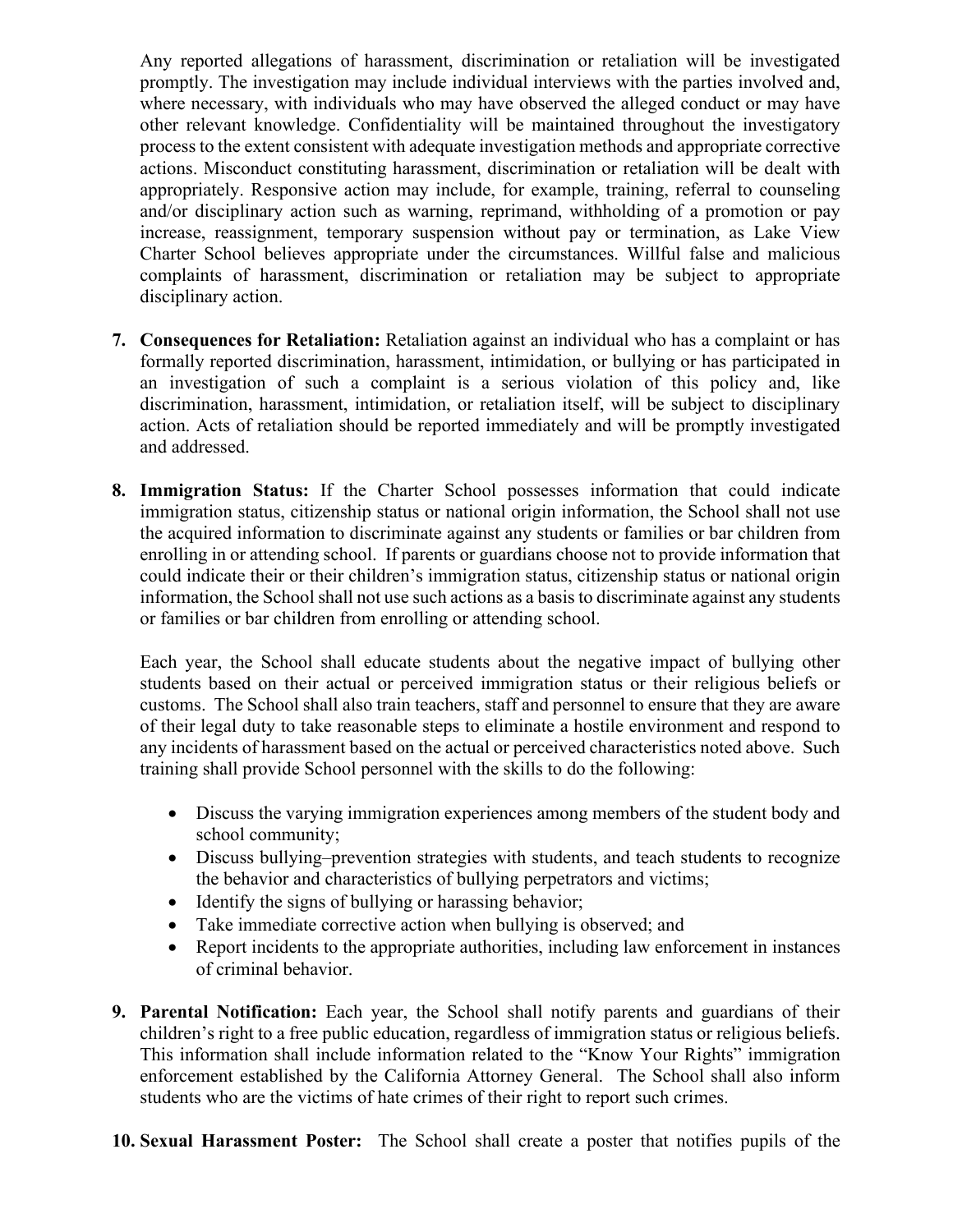Any reported allegations of harassment, discrimination or retaliation will be investigated promptly. The investigation may include individual interviews with the parties involved and, where necessary, with individuals who may have observed the alleged conduct or may have other relevant knowledge. Confidentiality will be maintained throughout the investigatory process to the extent consistent with adequate investigation methods and appropriate corrective actions. Misconduct constituting harassment, discrimination or retaliation will be dealt with appropriately. Responsive action may include, for example, training, referral to counseling and/or disciplinary action such as warning, reprimand, withholding of a promotion or pay increase, reassignment, temporary suspension without pay or termination, as Lake View Charter School believes appropriate under the circumstances. Willful false and malicious complaints of harassment, discrimination or retaliation may be subject to appropriate disciplinary action.

7. **Consequences for Retaliation:** Retaliation against an individual who has a complaint or has formally reported discrimination, harassment, intimidation, or bullying or has participated in an investigation of such a complaint is a serious violation of this policy and, like discrimination, harassment, intimidation, or retaliation itself, will be subject to disciplinary action. Acts of retaliation should be reported immediately and will be promptly investigated and addressed.

8. **Immigration Status:** If the Charter School possesses information that could indicate immigration status, citizenship status or national origin information, the School shall not use the acquired information to discriminate against any students or families or bar children from enrolling in or attending school. If parents or guardians choose not to provide information that could indicate their or their children's immigration status, citizenship status or national origin information, the School shall not use such actions as a basis to discriminate against any students or families or bar children from enrolling or attending school.

   Each year, the School shall educate students about the negative impact of bullying other students based on their actual or perceived immigration status or their religious beliefs or customs. The School shall also train teachers, staff and personnel to ensure that they are aware of their legal duty to take reasonable steps to eliminate a hostile environment and respond to any incidents of harassment based on the actual or perceived characteristics noted above. Such training shall provide School personnel with the skills to do the following:

   - Discuss the varying immigration experiences among members of the student body and school community;
   - Discuss bullying–prevention strategies with students, and teach students to recognize the behavior and characteristics of bullying perpetrators and victims;
   - Identify the signs of bullying or harassing behavior;
   - Take immediate corrective action when bullying is observed; and
   - Report incidents to the appropriate authorities, including law enforcement in instances of criminal behavior.

9. **Parental Notification:** Each year, the School shall notify parents and guardians of their children's right to a free public education, regardless of immigration status or religious beliefs. This information shall include information related to the "Know Your Rights" immigration enforcement established by the California Attorney General. The School shall also inform students who are the victims of hate crimes of their right to report such crimes.

10. **Sexual Harassment Poster:** The School shall create a poster that notifies pupils of the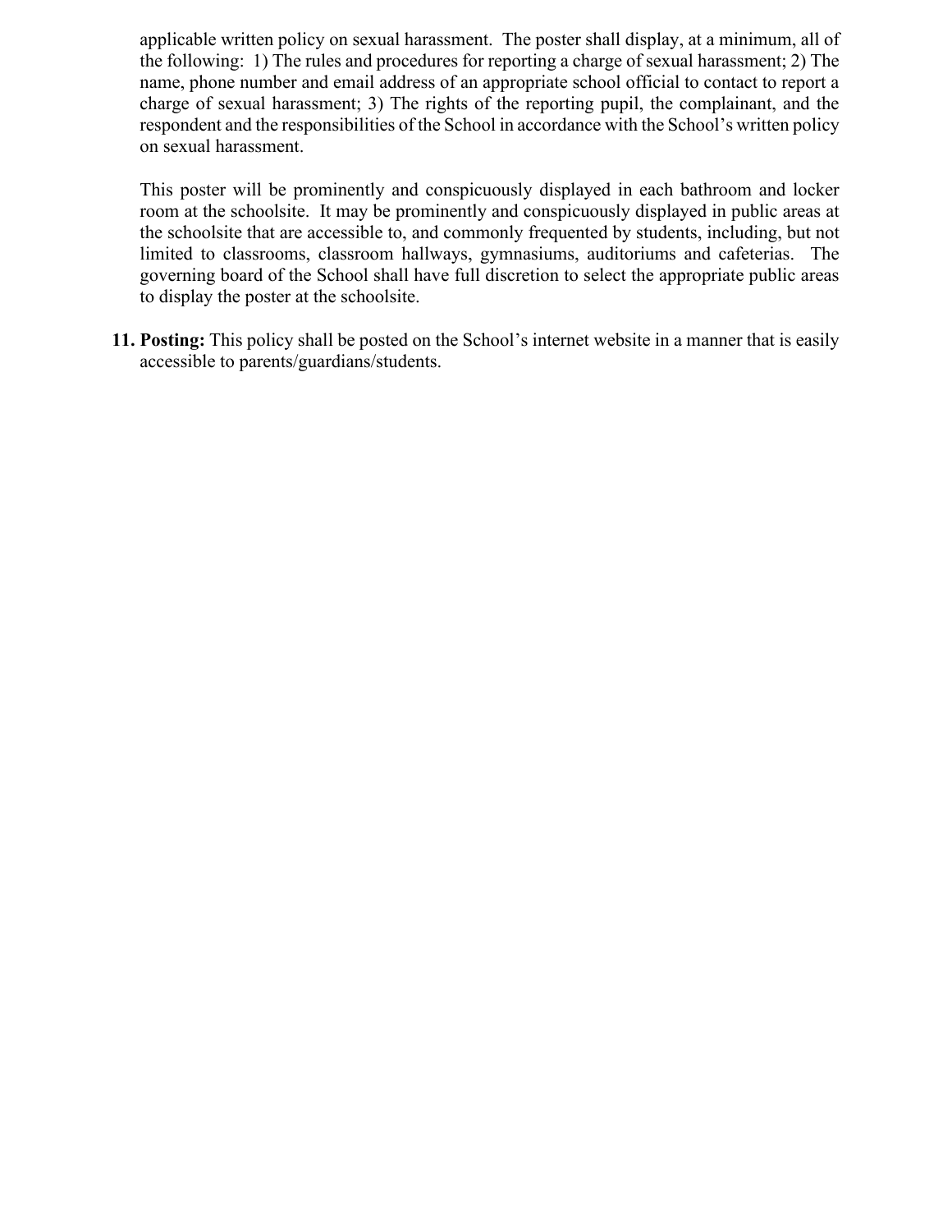applicable written policy on sexual harassment. The poster shall display, at a minimum, all of the following: 1) The rules and procedures for reporting a charge of sexual harassment; 2) The name, phone number and email address of an appropriate school official to contact to report a charge of sexual harassment; 3) The rights of the reporting pupil, the complainant, and the respondent and the responsibilities of the School in accordance with the School's written policy on sexual harassment.

This poster will be prominently and conspicuously displayed in each bathroom and locker room at the schoolsite. It may be prominently and conspicuously displayed in public areas at the schoolsite that are accessible to, and commonly frequented by students, including, but not limited to classrooms, classroom hallways, gymnasiums, auditoriums and cafeterias. The governing board of the School shall have full discretion to select the appropriate public areas to display the poster at the schoolsite.

11. **Posting:** This policy shall be posted on the School's internet website in a manner that is easily accessible to parents/guardians/students.